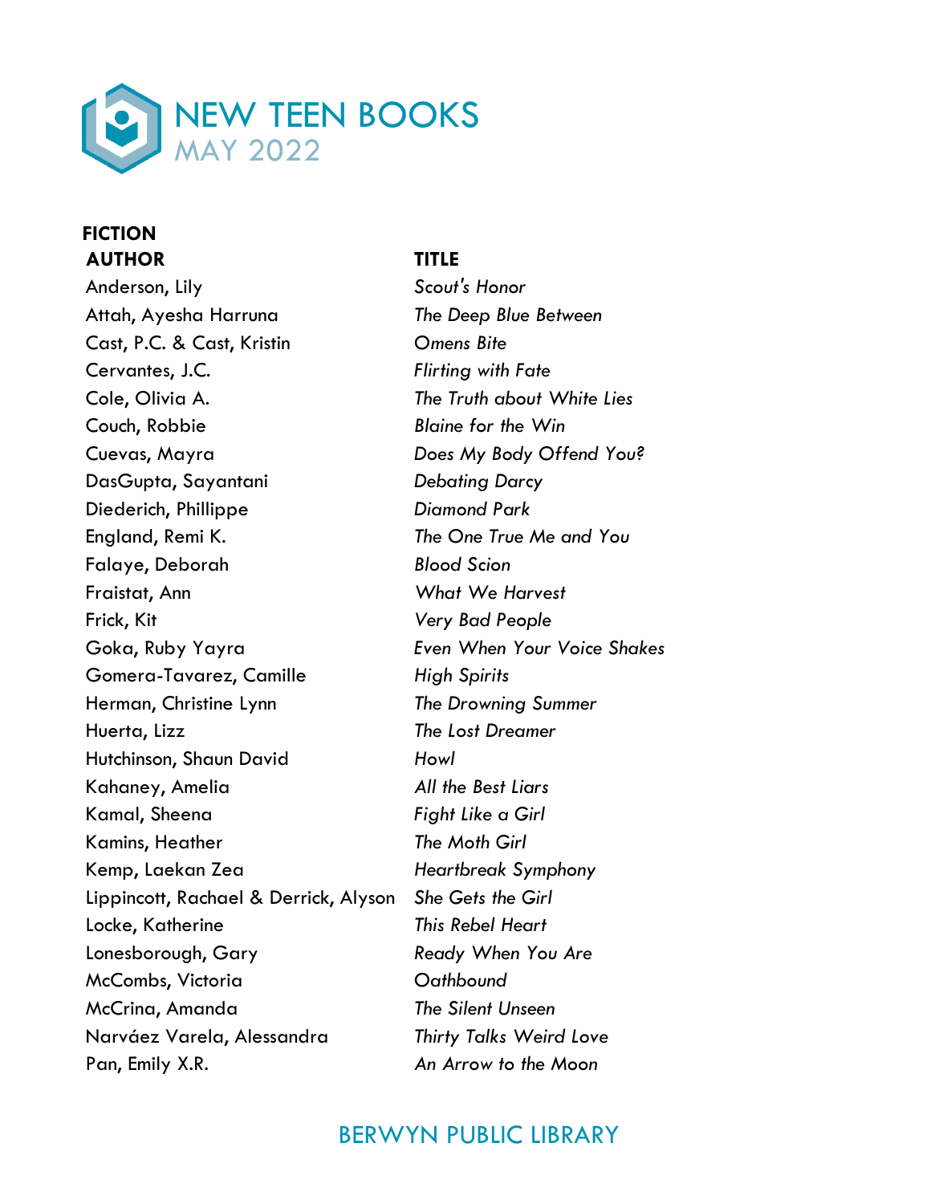# NEW TEEN BOOKS
## MAY 2022

### FICTION

| AUTHOR | TITLE |
|---|---|
| Anderson, Lily | *Scout's Honor* |
| Attah, Ayesha Harruna | *The Deep Blue Between* |
| Cast, P.C. & Cast, Kristin | *Omens Bite* |
| Cervantes, J.C. | *Flirting with Fate* |
| Cole, Olivia A. | *The Truth about White Lies* |
| Couch, Robbie | *Blaine for the Win* |
| Cuevas, Mayra | *Does My Body Offend You?* |
| DasGupta, Sayantani | *Debating Darcy* |
| Diederich, Phillippe | *Diamond Park* |
| England, Remi K. | *The One True Me and You* |
| Falaye, Deborah | *Blood Scion* |
| Fraistat, Ann | *What We Harvest* |
| Frick, Kit | *Very Bad People* |
| Goka, Ruby Yayra | *Even When Your Voice Shakes* |
| Gomera-Tavarez, Camille | *High Spirits* |
| Herman, Christine Lynn | *The Drowning Summer* |
| Huerta, Lizz | *The Lost Dreamer* |
| Hutchinson, Shaun David | *Howl* |
| Kahaney, Amelia | *All the Best Liars* |
| Kamal, Sheena | *Fight Like a Girl* |
| Kamins, Heather | *The Moth Girl* |
| Kemp, Laekan Zea | *Heartbreak Symphony* |
| Lippincott, Rachael & Derrick, Alyson | *She Gets the Girl* |
| Locke, Katherine | *This Rebel Heart* |
| Lonesborough, Gary | *Ready When You Are* |
| McCombs, Victoria | *Oathbound* |
| McCrina, Amanda | *The Silent Unseen* |
| Narváez Varela, Alessandra | *Thirty Talks Weird Love* |
| Pan, Emily X.R. | *An Arrow to the Moon* |

BERWYN PUBLIC LIBRARY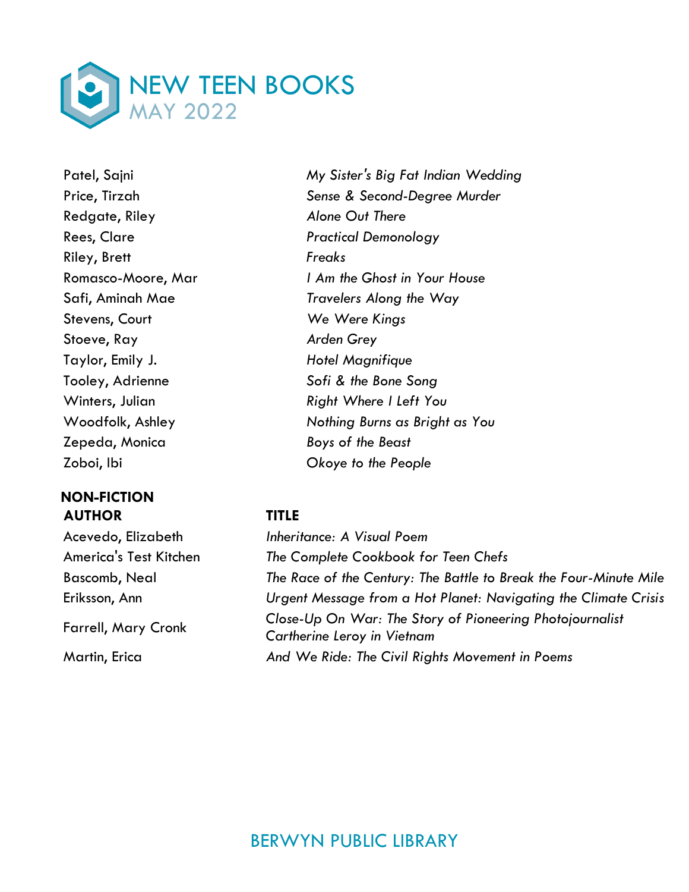# NEW TEEN BOOKS
## MAY 2022

| | |
|---|---|
| Patel, Sajni | *My Sister's Big Fat Indian Wedding* |
| Price, Tirzah | *Sense & Second-Degree Murder* |
| Redgate, Riley | *Alone Out There* |
| Rees, Clare | *Practical Demonology* |
| Riley, Brett | *Freaks* |
| Romasco-Moore, Mar | *I Am the Ghost in Your House* |
| Safi, Aminah Mae | *Travelers Along the Way* |
| Stevens, Court | *We Were Kings* |
| Stoeve, Ray | *Arden Grey* |
| Taylor, Emily J. | *Hotel Magnifique* |
| Tooley, Adrienne | *Sofi & the Bone Song* |
| Winters, Julian | *Right Where I Left You* |
| Woodfolk, Ashley | *Nothing Burns as Bright as You* |
| Zepeda, Monica | *Boys of the Beast* |
| Zoboi, Ibi | *Okoye to the People* |

### NON-FICTION

| AUTHOR | TITLE |
|---|---|
| Acevedo, Elizabeth | *Inheritance: A Visual Poem* |
| America's Test Kitchen | *The Complete Cookbook for Teen Chefs* |
| Bascomb, Neal | *The Race of the Century: The Battle to Break the Four-Minute Mile* |
| Eriksson, Ann | *Urgent Message from a Hot Planet: Navigating the Climate Crisis* |
| Farrell, Mary Cronk | *Close-Up On War: The Story of Pioneering Photojournalist Cartherine Leroy in Vietnam* |
| Martin, Erica | *And We Ride: The Civil Rights Movement in Poems* |

BERWYN PUBLIC LIBRARY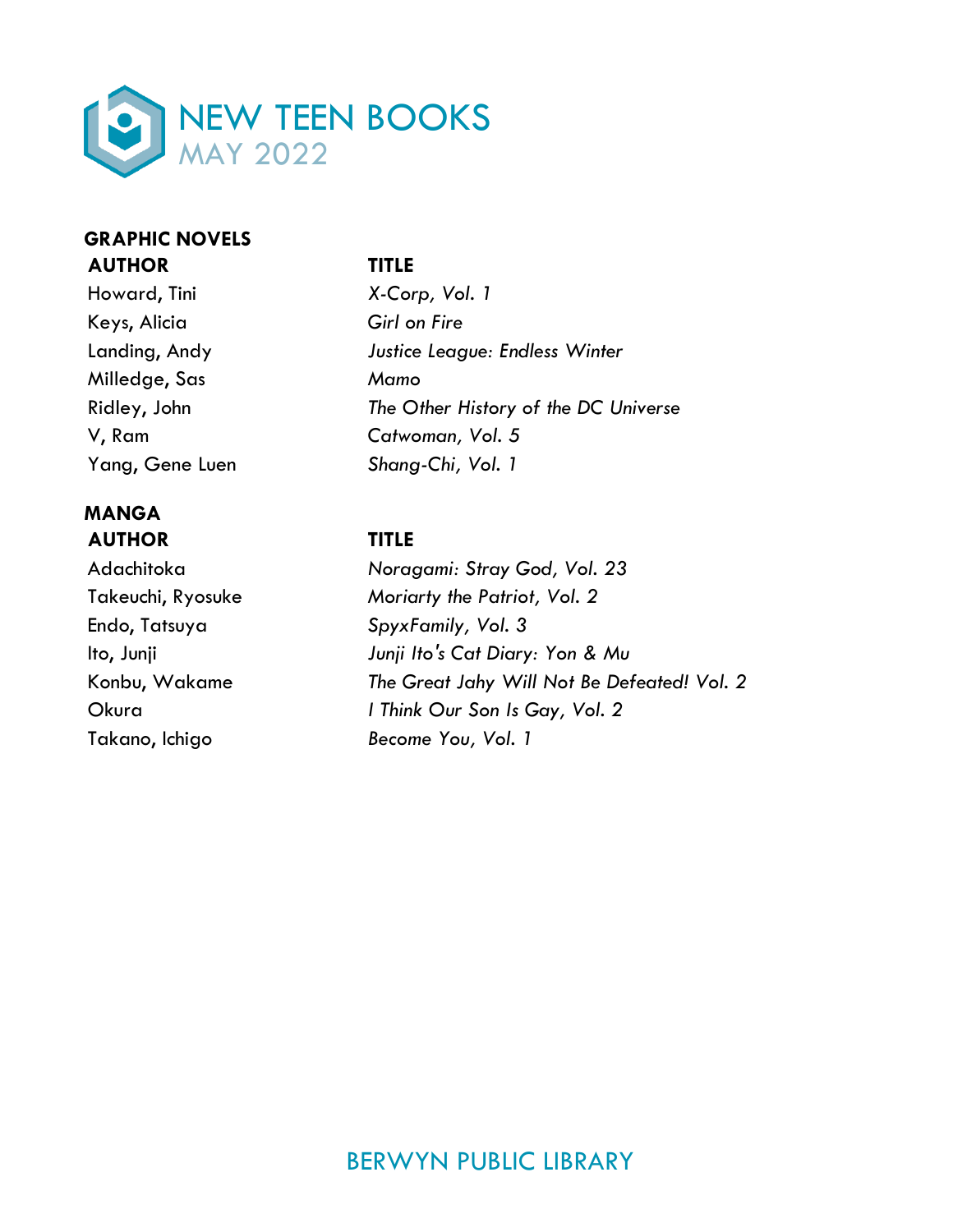# NEW TEEN BOOKS

## MAY 2022

### GRAPHIC NOVELS

| AUTHOR | TITLE |
| --- | --- |
| Howard, Tini | *X-Corp, Vol. 1* |
| Keys, Alicia | *Girl on Fire* |
| Landing, Andy | *Justice League: Endless Winter* |
| Milledge, Sas | *Mamo* |
| Ridley, John | *The Other History of the DC Universe* |
| V, Ram | *Catwoman, Vol. 5* |
| Yang, Gene Luen | *Shang-Chi, Vol. 1* |

### MANGA

| AUTHOR | TITLE |
| --- | --- |
| Adachitoka | *Noragami: Stray God, Vol. 23* |
| Takeuchi, Ryosuke | *Moriarty the Patriot, Vol. 2* |
| Endo, Tatsuya | *SpyxFamily, Vol. 3* |
| Ito, Junji | *Junji Ito's Cat Diary: Yon & Mu* |
| Konbu, Wakame | *The Great Jahy Will Not Be Defeated! Vol. 2* |
| Okura | *I Think Our Son Is Gay, Vol. 2* |
| Takano, Ichigo | *Become You, Vol. 1* |

BERWYN PUBLIC LIBRARY